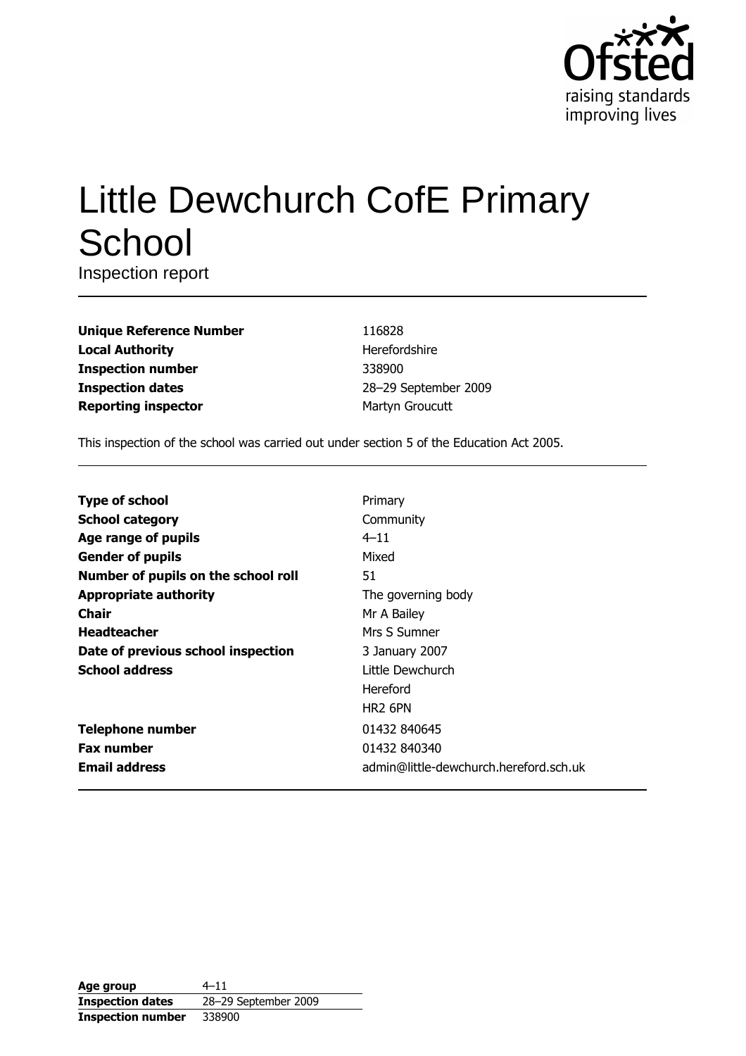Ofsted
raising standards
improving lives

# Little Dewchurch CofE Primary School

Inspection report

| | |
|---|---|
| **Unique Reference Number** | 116828 |
| **Local Authority** | Herefordshire |
| **Inspection number** | 338900 |
| **Inspection dates** | 28–29 September 2009 |
| **Reporting inspector** | Martyn Groucutt |

This inspection of the school was carried out under section 5 of the Education Act 2005.

| | |
|---|---|
| **Type of school** | Primary |
| **School category** | Community |
| **Age range of pupils** | 4–11 |
| **Gender of pupils** | Mixed |
| **Number of pupils on the school roll** | 51 |
| **Appropriate authority** | The governing body |
| **Chair** | Mr A Bailey |
| **Headteacher** | Mrs S Sumner |
| **Date of previous school inspection** | 3 January 2007 |
| **School address** | Little Dewchurch<br>Hereford<br>HR2 6PN |
| **Telephone number** | 01432 840645 |
| **Fax number** | 01432 840340 |
| **Email address** | admin@little-dewchurch.hereford.sch.uk |

| | |
|---|---|
| **Age group** | 4–11 |
| **Inspection dates** | 28–29 September 2009 |
| **Inspection number** | 338900 |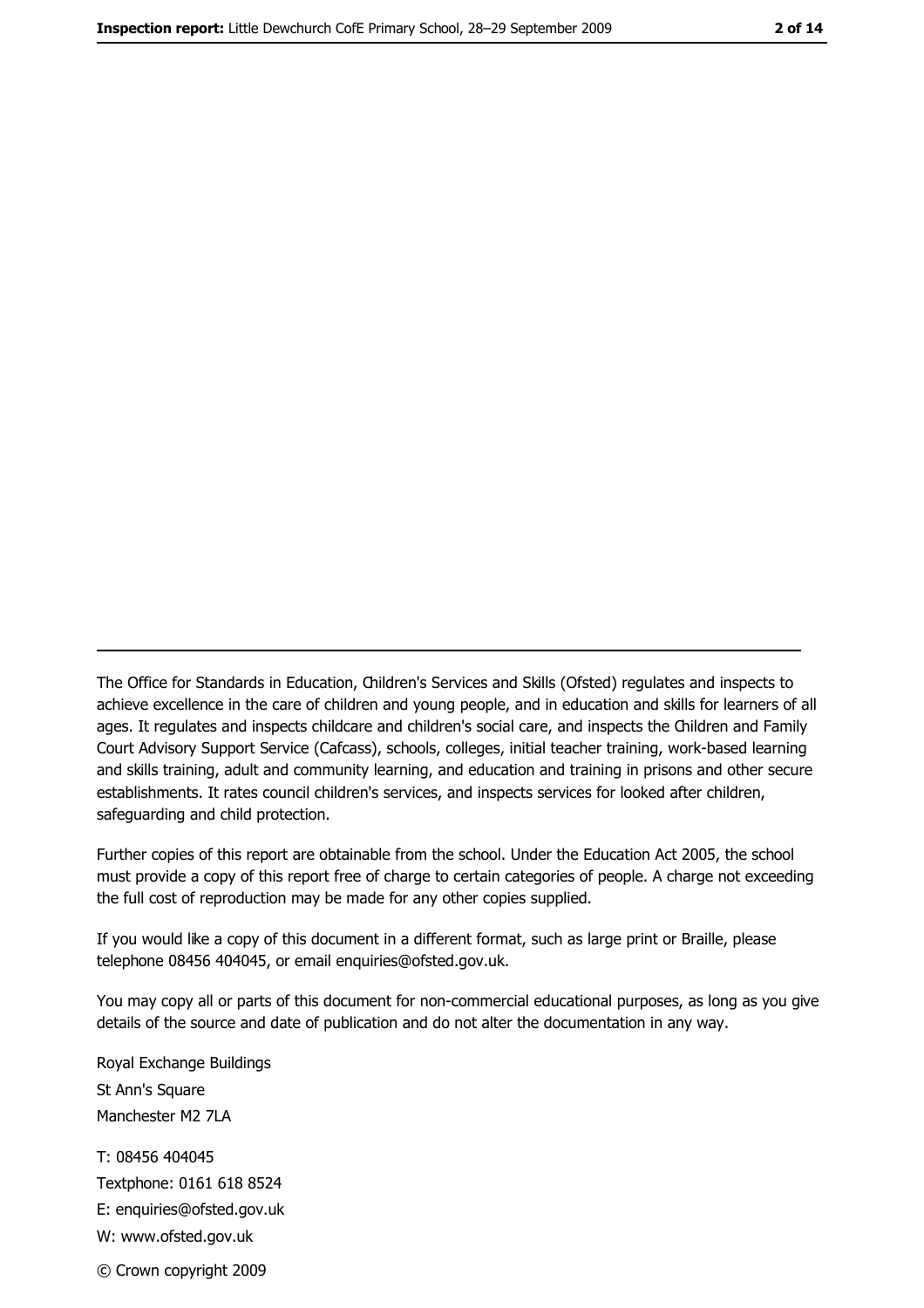---

The Office for Standards in Education, Children's Services and Skills (Ofsted) regulates and inspects to achieve excellence in the care of children and young people, and in education and skills for learners of all ages. It regulates and inspects childcare and children's social care, and inspects the Children and Family Court Advisory Support Service (Cafcass), schools, colleges, initial teacher training, work-based learning and skills training, adult and community learning, and education and training in prisons and other secure establishments. It rates council children's services, and inspects services for looked after children, safeguarding and child protection.

Further copies of this report are obtainable from the school. Under the Education Act 2005, the school must provide a copy of this report free of charge to certain categories of people. A charge not exceeding the full cost of reproduction may be made for any other copies supplied.

If you would like a copy of this document in a different format, such as large print or Braille, please telephone 08456 404045, or email enquiries@ofsted.gov.uk.

You may copy all or parts of this document for non-commercial educational purposes, as long as you give details of the source and date of publication and do not alter the documentation in any way.

Royal Exchange Buildings
St Ann's Square
Manchester M2 7LA

T: 08456 404045
Textphone: 0161 618 8524
E: enquiries@ofsted.gov.uk
W: www.ofsted.gov.uk

© Crown copyright 2009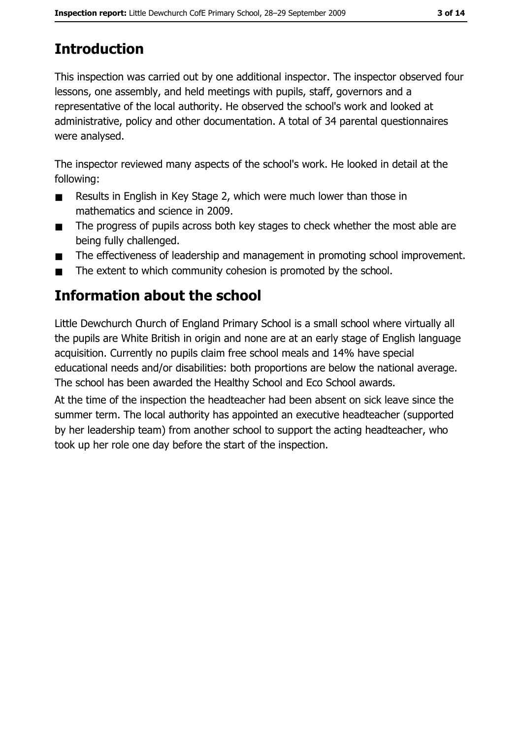# Introduction

This inspection was carried out by one additional inspector. The inspector observed four lessons, one assembly, and held meetings with pupils, staff, governors and a representative of the local authority. He observed the school's work and looked at administrative, policy and other documentation. A total of 34 parental questionnaires were analysed.

The inspector reviewed many aspects of the school's work. He looked in detail at the following:

- Results in English in Key Stage 2, which were much lower than those in mathematics and science in 2009.
- The progress of pupils across both key stages to check whether the most able are being fully challenged.
- The effectiveness of leadership and management in promoting school improvement.
- The extent to which community cohesion is promoted by the school.

# Information about the school

Little Dewchurch Church of England Primary School is a small school where virtually all the pupils are White British in origin and none are at an early stage of English language acquisition. Currently no pupils claim free school meals and 14% have special educational needs and/or disabilities: both proportions are below the national average. The school has been awarded the Healthy School and Eco School awards.

At the time of the inspection the headteacher had been absent on sick leave since the summer term. The local authority has appointed an executive headteacher (supported by her leadership team) from another school to support the acting headteacher, who took up her role one day before the start of the inspection.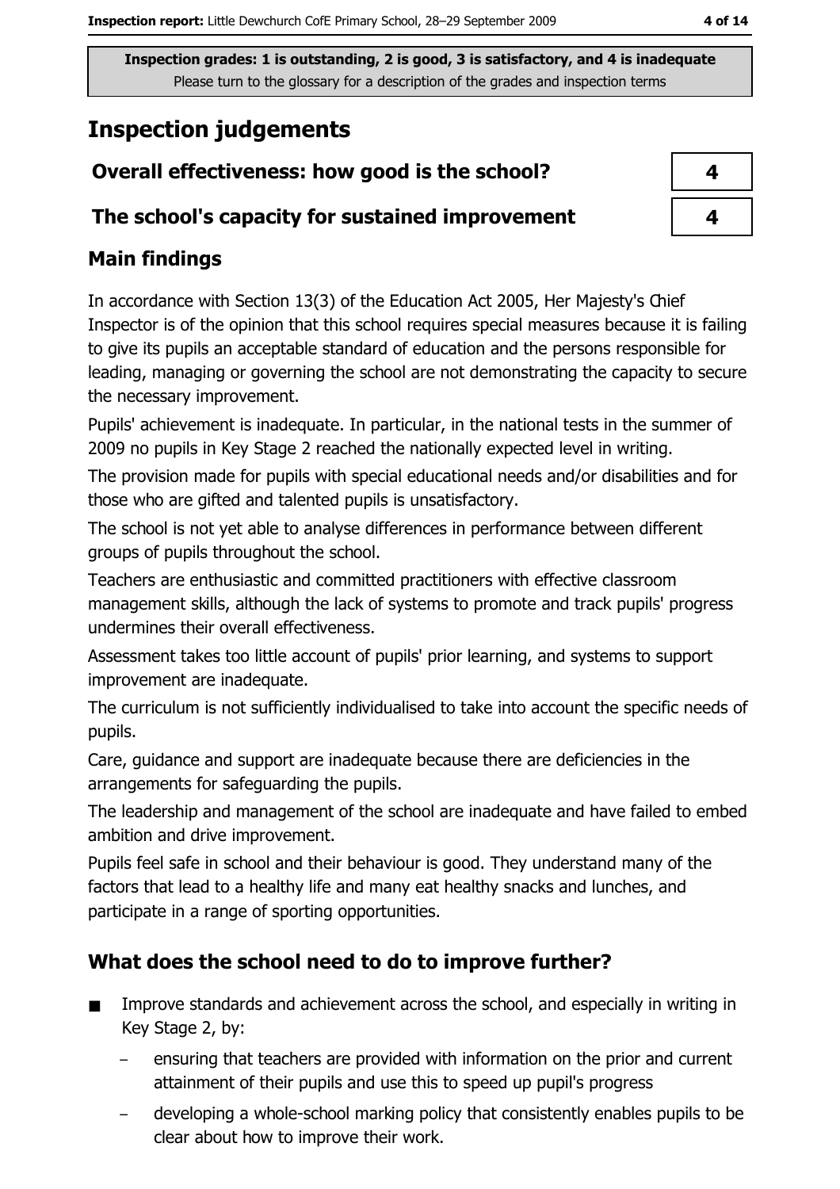Inspection grades: 1 is outstanding, 2 is good, 3 is satisfactory, and 4 is inadequate
Please turn to the glossary for a description of the grades and inspection terms

# Inspection judgements

| | |
|---|---|
| **Overall effectiveness: how good is the school?** | 4 |
| **The school's capacity for sustained improvement** | 4 |

## Main findings

In accordance with Section 13(3) of the Education Act 2005, Her Majesty's Chief Inspector is of the opinion that this school requires special measures because it is failing to give its pupils an acceptable standard of education and the persons responsible for leading, managing or governing the school are not demonstrating the capacity to secure the necessary improvement.

Pupils' achievement is inadequate. In particular, in the national tests in the summer of 2009 no pupils in Key Stage 2 reached the nationally expected level in writing.

The provision made for pupils with special educational needs and/or disabilities and for those who are gifted and talented pupils is unsatisfactory.

The school is not yet able to analyse differences in performance between different groups of pupils throughout the school.

Teachers are enthusiastic and committed practitioners with effective classroom management skills, although the lack of systems to promote and track pupils' progress undermines their overall effectiveness.

Assessment takes too little account of pupils' prior learning, and systems to support improvement are inadequate.

The curriculum is not sufficiently individualised to take into account the specific needs of pupils.

Care, guidance and support are inadequate because there are deficiencies in the arrangements for safeguarding the pupils.

The leadership and management of the school are inadequate and have failed to embed ambition and drive improvement.

Pupils feel safe in school and their behaviour is good. They understand many of the factors that lead to a healthy life and many eat healthy snacks and lunches, and participate in a range of sporting opportunities.

## What does the school need to do to improve further?

- Improve standards and achievement across the school, and especially in writing in Key Stage 2, by:
  - ensuring that teachers are provided with information on the prior and current attainment of their pupils and use this to speed up pupil's progress
  - developing a whole-school marking policy that consistently enables pupils to be clear about how to improve their work.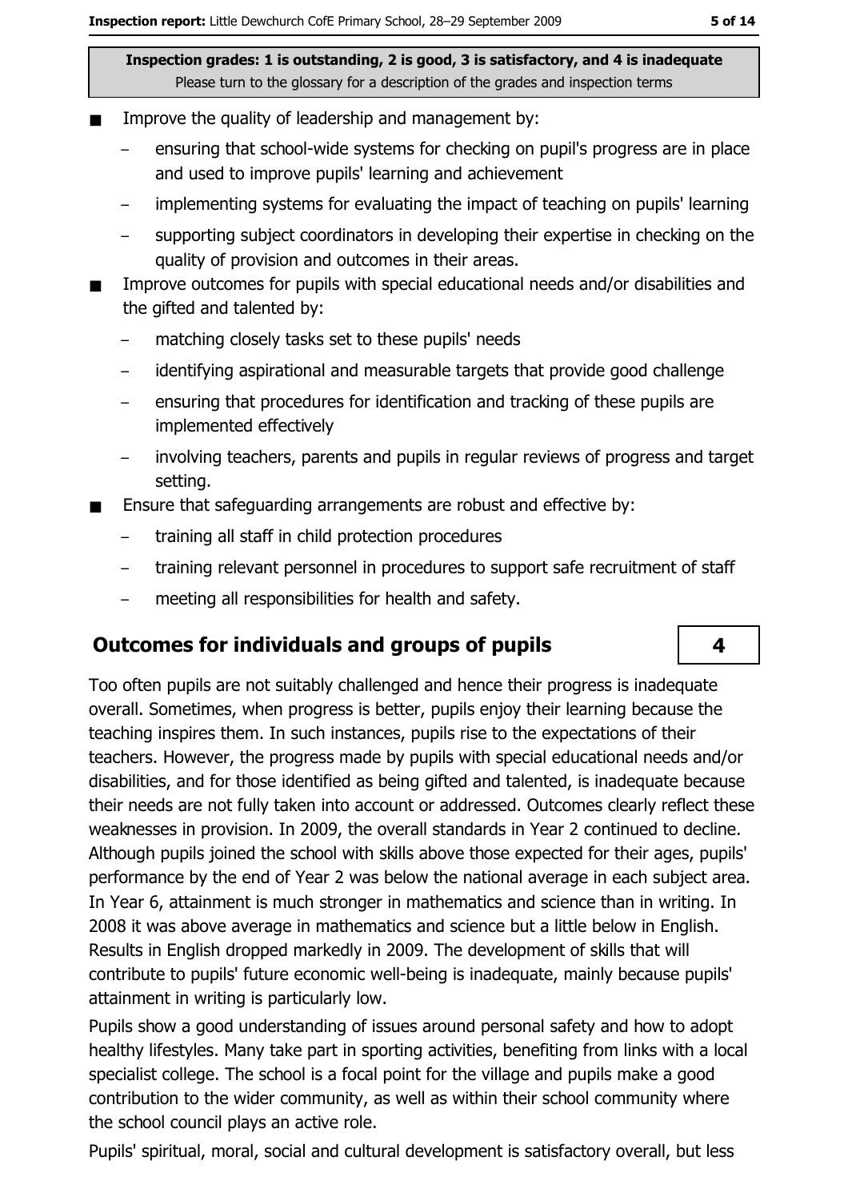**Inspection grades: 1 is outstanding, 2 is good, 3 is satisfactory, and 4 is inadequate**
Please turn to the glossary for a description of the grades and inspection terms

- Improve the quality of leadership and management by:
  - ensuring that school-wide systems for checking on pupil's progress are in place and used to improve pupils' learning and achievement
  - implementing systems for evaluating the impact of teaching on pupils' learning
  - supporting subject coordinators in developing their expertise in checking on the quality of provision and outcomes in their areas.
- Improve outcomes for pupils with special educational needs and/or disabilities and the gifted and talented by:
  - matching closely tasks set to these pupils' needs
  - identifying aspirational and measurable targets that provide good challenge
  - ensuring that procedures for identification and tracking of these pupils are implemented effectively
  - involving teachers, parents and pupils in regular reviews of progress and target setting.
- Ensure that safeguarding arrangements are robust and effective by:
  - training all staff in child protection procedures
  - training relevant personnel in procedures to support safe recruitment of staff
  - meeting all responsibilities for health and safety.

## Outcomes for individuals and groups of pupils

**4**

Too often pupils are not suitably challenged and hence their progress is inadequate overall. Sometimes, when progress is better, pupils enjoy their learning because the teaching inspires them. In such instances, pupils rise to the expectations of their teachers. However, the progress made by pupils with special educational needs and/or disabilities, and for those identified as being gifted and talented, is inadequate because their needs are not fully taken into account or addressed. Outcomes clearly reflect these weaknesses in provision. In 2009, the overall standards in Year 2 continued to decline. Although pupils joined the school with skills above those expected for their ages, pupils' performance by the end of Year 2 was below the national average in each subject area. In Year 6, attainment is much stronger in mathematics and science than in writing. In 2008 it was above average in mathematics and science but a little below in English. Results in English dropped markedly in 2009. The development of skills that will contribute to pupils' future economic well-being is inadequate, mainly because pupils' attainment in writing is particularly low.

Pupils show a good understanding of issues around personal safety and how to adopt healthy lifestyles. Many take part in sporting activities, benefiting from links with a local specialist college. The school is a focal point for the village and pupils make a good contribution to the wider community, as well as within their school community where the school council plays an active role.

Pupils' spiritual, moral, social and cultural development is satisfactory overall, but less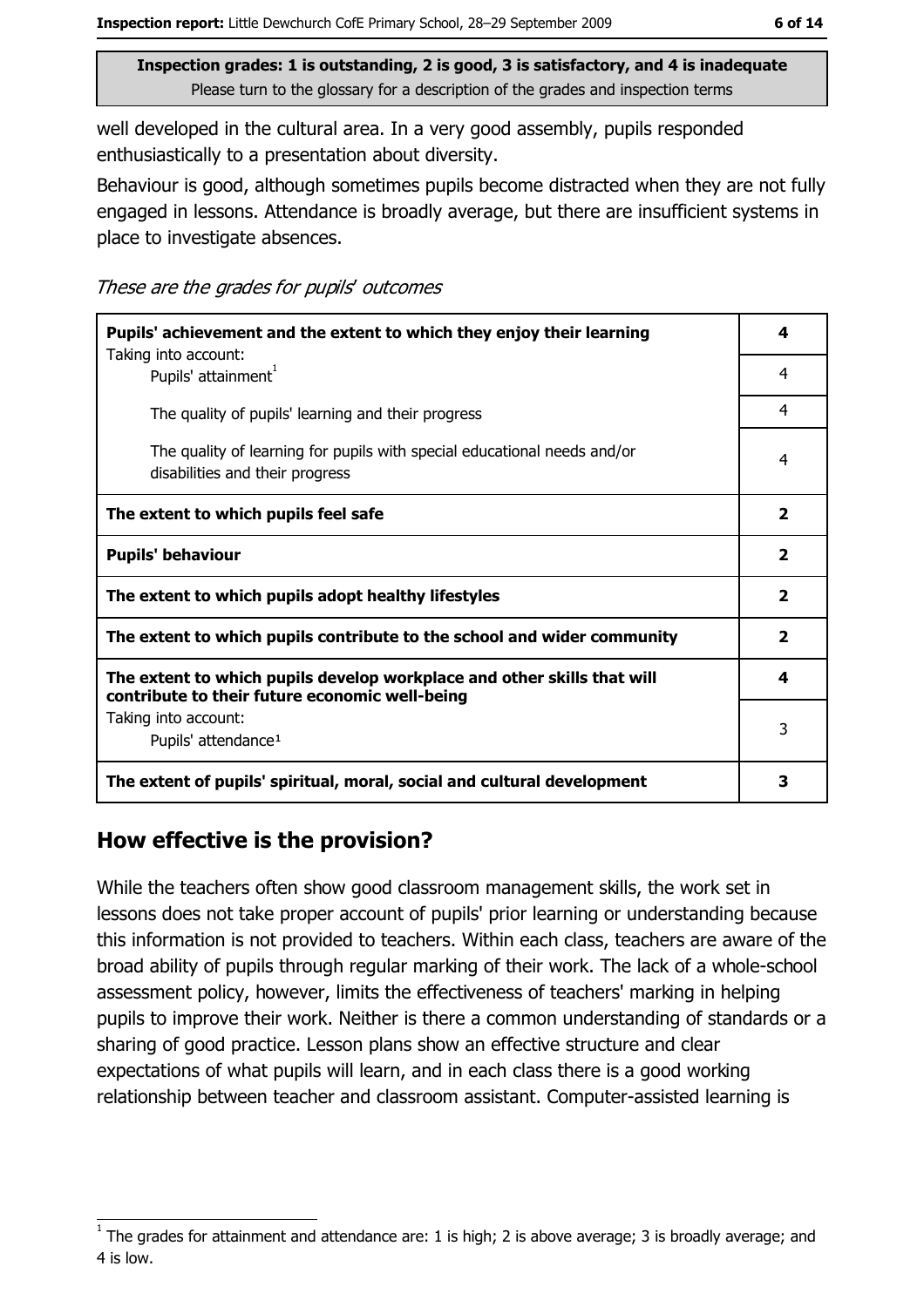**Inspection grades: 1 is outstanding, 2 is good, 3 is satisfactory, and 4 is inadequate**
Please turn to the glossary for a description of the grades and inspection terms

well developed in the cultural area. In a very good assembly, pupils responded enthusiastically to a presentation about diversity.

Behaviour is good, although sometimes pupils become distracted when they are not fully engaged in lessons. Attendance is broadly average, but there are insufficient systems in place to investigate absences.

*These are the grades for pupils' outcomes*

| | |
|---|---|
| **Pupils' achievement and the extent to which they enjoy their learning** | **4** |
| Taking into account: Pupils' attainment[1] | 4 |
| The quality of pupils' learning and their progress | 4 |
| The quality of learning for pupils with special educational needs and/or disabilities and their progress | 4 |
| **The extent to which pupils feel safe** | **2** |
| **Pupils' behaviour** | **2** |
| **The extent to which pupils adopt healthy lifestyles** | **2** |
| **The extent to which pupils contribute to the school and wider community** | **2** |
| **The extent to which pupils develop workplace and other skills that will contribute to their future economic well-being** | **4** |
| Taking into account: Pupils' attendance[1] | 3 |
| **The extent of pupils' spiritual, moral, social and cultural development** | **3** |

## How effective is the provision?

While the teachers often show good classroom management skills, the work set in lessons does not take proper account of pupils' prior learning or understanding because this information is not provided to teachers. Within each class, teachers are aware of the broad ability of pupils through regular marking of their work. The lack of a whole-school assessment policy, however, limits the effectiveness of teachers' marking in helping pupils to improve their work. Neither is there a common understanding of standards or a sharing of good practice. Lesson plans show an effective structure and clear expectations of what pupils will learn, and in each class there is a good working relationship between teacher and classroom assistant. Computer-assisted learning is

[1] The grades for attainment and attendance are: 1 is high; 2 is above average; 3 is broadly average; and 4 is low.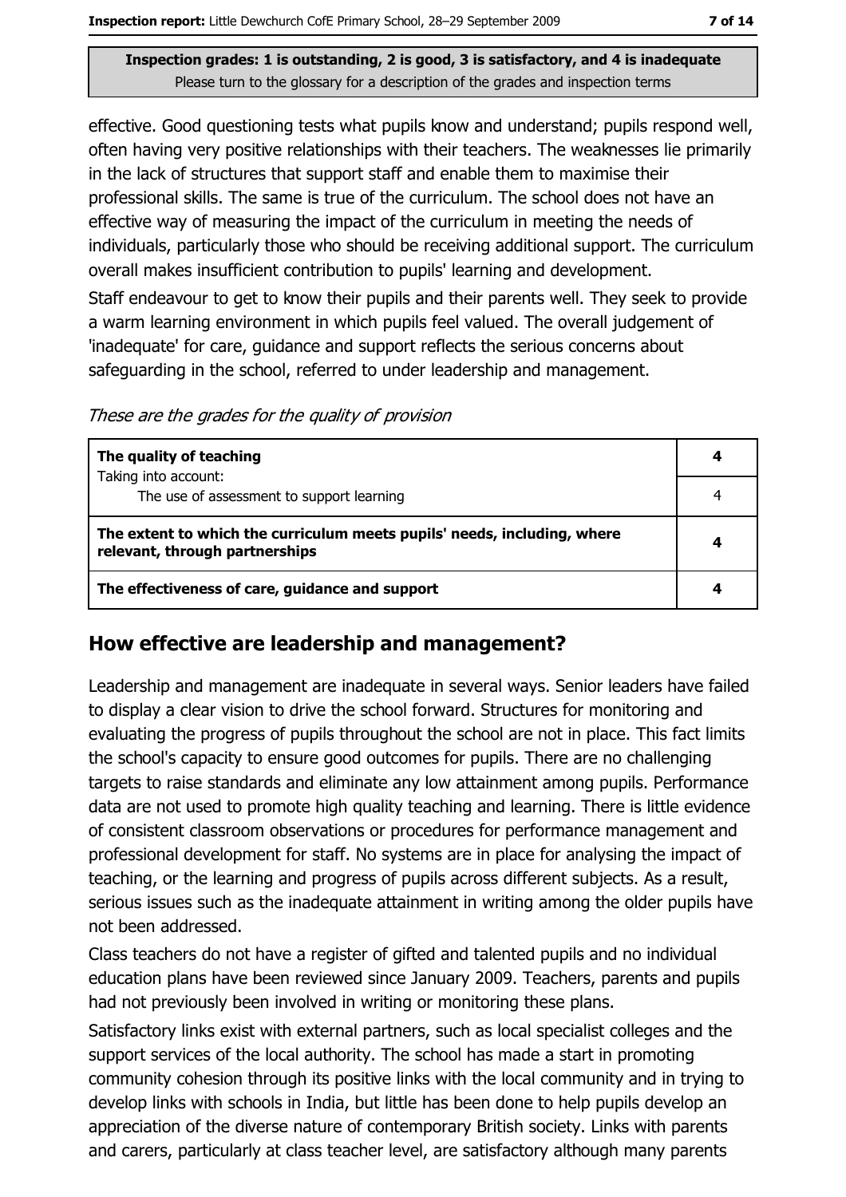effective. Good questioning tests what pupils know and understand; pupils respond well, often having very positive relationships with their teachers. The weaknesses lie primarily in the lack of structures that support staff and enable them to maximise their professional skills. The same is true of the curriculum. The school does not have an effective way of measuring the impact of the curriculum in meeting the needs of individuals, particularly those who should be receiving additional support. The curriculum overall makes insufficient contribution to pupils' learning and development.

Staff endeavour to get to know their pupils and their parents well. They seek to provide a warm learning environment in which pupils feel valued. The overall judgement of 'inadequate' for care, guidance and support reflects the serious concerns about safeguarding in the school, referred to under leadership and management.

*These are the grades for the quality of provision*

| | |
|---|---|
| **The quality of teaching**<br>Taking into account: | **4** |
| The use of assessment to support learning | 4 |
| **The extent to which the curriculum meets pupils' needs, including, where relevant, through partnerships** | **4** |
| **The effectiveness of care, guidance and support** | **4** |

## How effective are leadership and management?

Leadership and management are inadequate in several ways. Senior leaders have failed to display a clear vision to drive the school forward. Structures for monitoring and evaluating the progress of pupils throughout the school are not in place. This fact limits the school's capacity to ensure good outcomes for pupils. There are no challenging targets to raise standards and eliminate any low attainment among pupils. Performance data are not used to promote high quality teaching and learning. There is little evidence of consistent classroom observations or procedures for performance management and professional development for staff. No systems are in place for analysing the impact of teaching, or the learning and progress of pupils across different subjects. As a result, serious issues such as the inadequate attainment in writing among the older pupils have not been addressed.

Class teachers do not have a register of gifted and talented pupils and no individual education plans have been reviewed since January 2009. Teachers, parents and pupils had not previously been involved in writing or monitoring these plans.

Satisfactory links exist with external partners, such as local specialist colleges and the support services of the local authority. The school has made a start in promoting community cohesion through its positive links with the local community and in trying to develop links with schools in India, but little has been done to help pupils develop an appreciation of the diverse nature of contemporary British society. Links with parents and carers, particularly at class teacher level, are satisfactory although many parents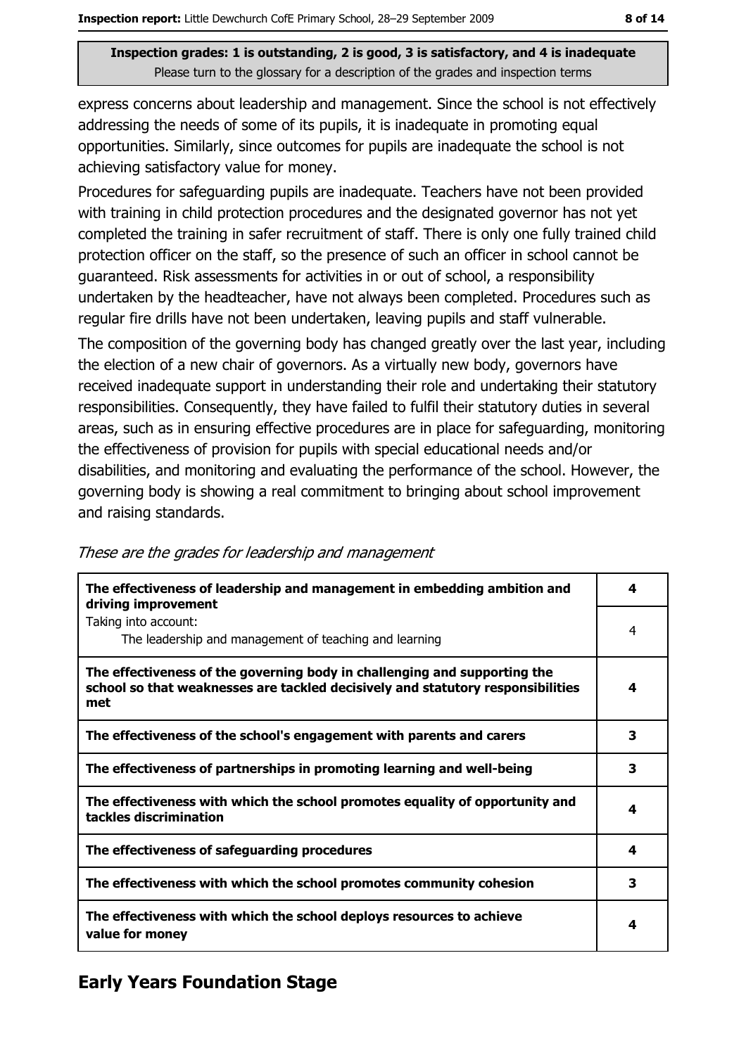**Inspection grades: 1 is outstanding, 2 is good, 3 is satisfactory, and 4 is inadequate**
Please turn to the glossary for a description of the grades and inspection terms

express concerns about leadership and management. Since the school is not effectively addressing the needs of some of its pupils, it is inadequate in promoting equal opportunities. Similarly, since outcomes for pupils are inadequate the school is not achieving satisfactory value for money.

Procedures for safeguarding pupils are inadequate. Teachers have not been provided with training in child protection procedures and the designated governor has not yet completed the training in safer recruitment of staff. There is only one fully trained child protection officer on the staff, so the presence of such an officer in school cannot be guaranteed. Risk assessments for activities in or out of school, a responsibility undertaken by the headteacher, have not always been completed. Procedures such as regular fire drills have not been undertaken, leaving pupils and staff vulnerable.

The composition of the governing body has changed greatly over the last year, including the election of a new chair of governors. As a virtually new body, governors have received inadequate support in understanding their role and undertaking their statutory responsibilities. Consequently, they have failed to fulfil their statutory duties in several areas, such as in ensuring effective procedures are in place for safeguarding, monitoring the effectiveness of provision for pupils with special educational needs and/or disabilities, and monitoring and evaluating the performance of the school. However, the governing body is showing a real commitment to bringing about school improvement and raising standards.

*These are the grades for leadership and management*

| | |
|---|---|
| **The effectiveness of leadership and management in embedding ambition and driving improvement** | **4** |
| Taking into account: The leadership and management of teaching and learning | 4 |
| **The effectiveness of the governing body in challenging and supporting the school so that weaknesses are tackled decisively and statutory responsibilities met** | **4** |
| **The effectiveness of the school's engagement with parents and carers** | **3** |
| **The effectiveness of partnerships in promoting learning and well-being** | **3** |
| **The effectiveness with which the school promotes equality of opportunity and tackles discrimination** | **4** |
| **The effectiveness of safeguarding procedures** | **4** |
| **The effectiveness with which the school promotes community cohesion** | **3** |
| **The effectiveness with which the school deploys resources to achieve value for money** | **4** |

## Early Years Foundation Stage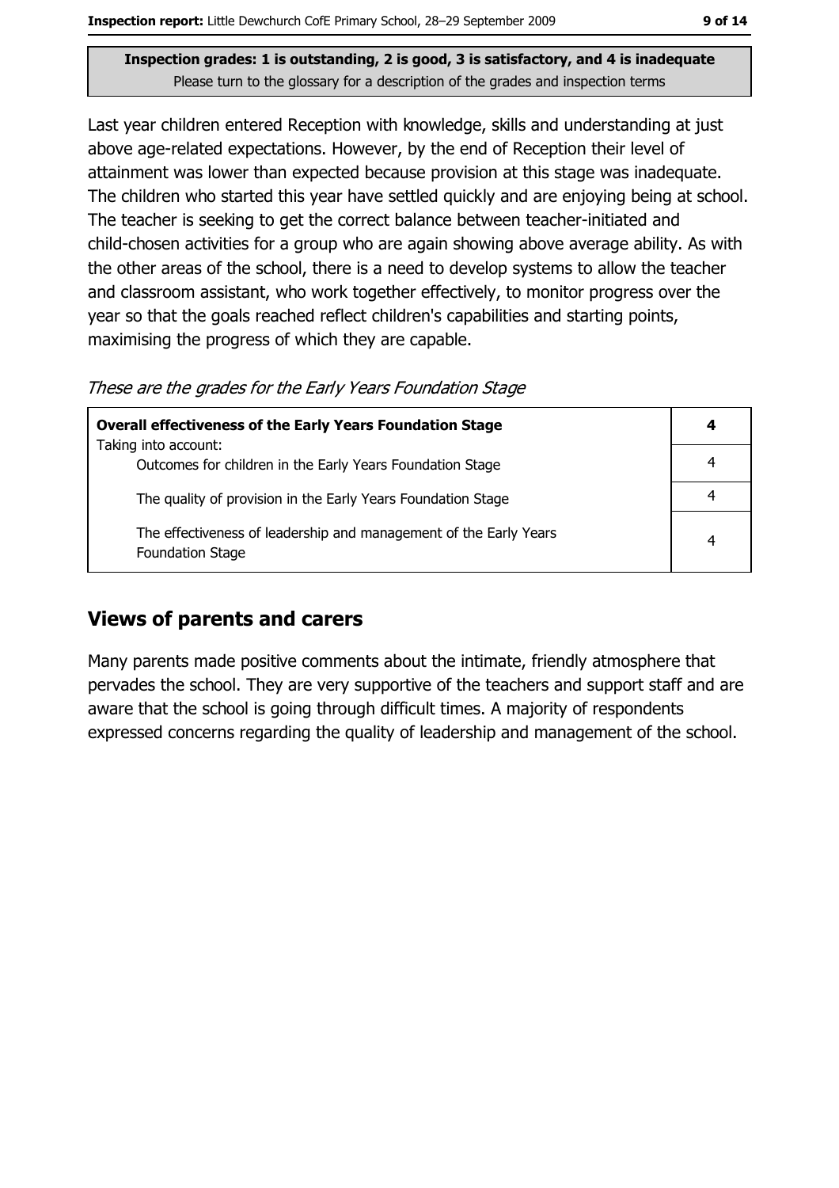**Inspection grades: 1 is outstanding, 2 is good, 3 is satisfactory, and 4 is inadequate**
Please turn to the glossary for a description of the grades and inspection terms

Last year children entered Reception with knowledge, skills and understanding at just above age-related expectations. However, by the end of Reception their level of attainment was lower than expected because provision at this stage was inadequate. The children who started this year have settled quickly and are enjoying being at school. The teacher is seeking to get the correct balance between teacher-initiated and child-chosen activities for a group who are again showing above average ability. As with the other areas of the school, there is a need to develop systems to allow the teacher and classroom assistant, who work together effectively, to monitor progress over the year so that the goals reached reflect children's capabilities and starting points, maximising the progress of which they are capable.

*These are the grades for the Early Years Foundation Stage*

| **Overall effectiveness of the Early Years Foundation Stage** Taking into account: | **4** |
|---|---|
| Outcomes for children in the Early Years Foundation Stage | 4 |
| The quality of provision in the Early Years Foundation Stage | 4 |
| The effectiveness of leadership and management of the Early Years Foundation Stage | 4 |

## Views of parents and carers

Many parents made positive comments about the intimate, friendly atmosphere that pervades the school. They are very supportive of the teachers and support staff and are aware that the school is going through difficult times. A majority of respondents expressed concerns regarding the quality of leadership and management of the school.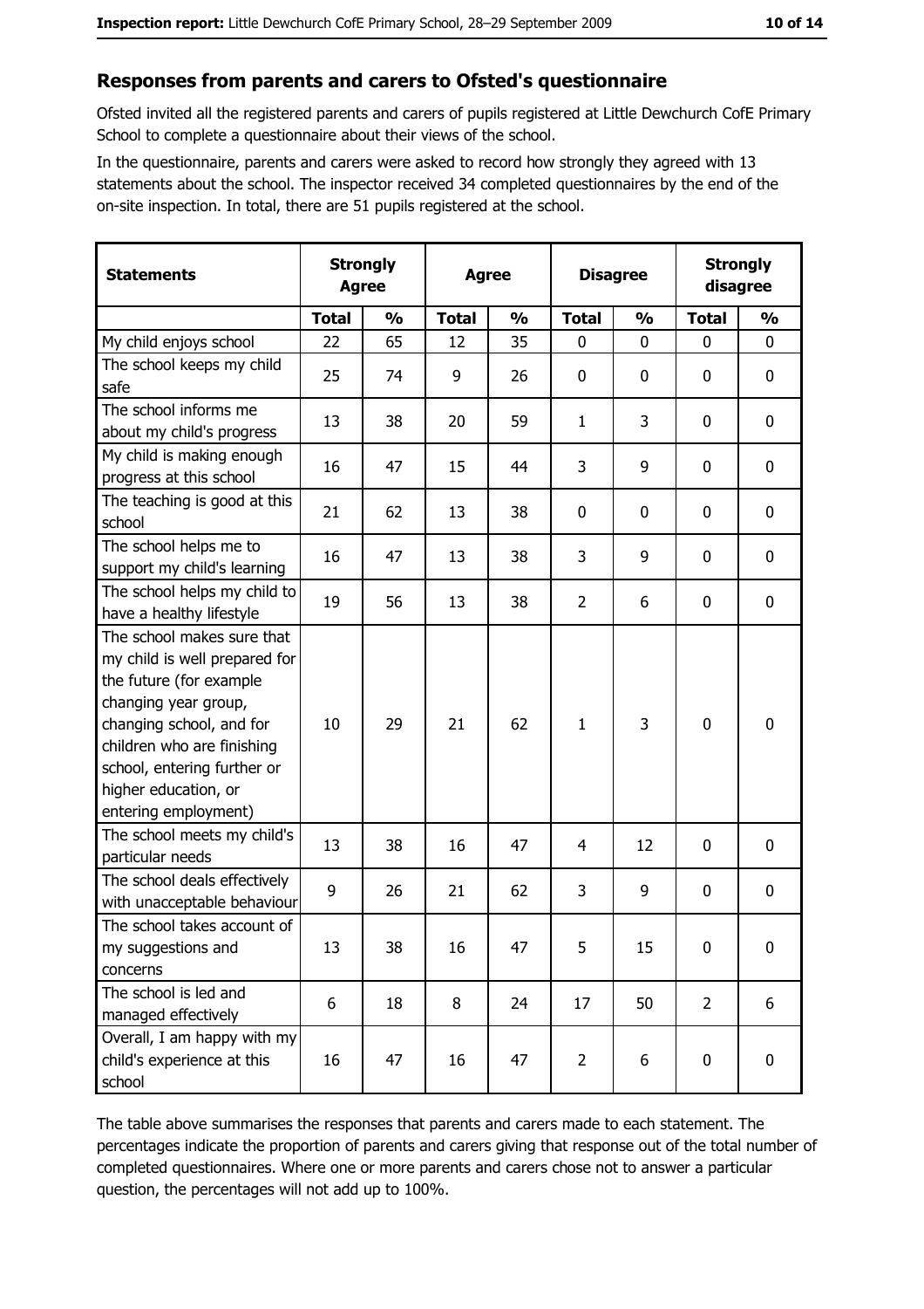## Responses from parents and carers to Ofsted's questionnaire

Ofsted invited all the registered parents and carers of pupils registered at Little Dewchurch CofE Primary School to complete a questionnaire about their views of the school.

In the questionnaire, parents and carers were asked to record how strongly they agreed with 13 statements about the school. The inspector received 34 completed questionnaires by the end of the on-site inspection. In total, there are 51 pupils registered at the school.

| Statements | Strongly Agree | | Agree | | Disagree | | Strongly disagree | |
|---|---|---|---|---|---|---|---|---|
| | **Total** | **%** | **Total** | **%** | **Total** | **%** | **Total** | **%** |
| My child enjoys school | 22 | 65 | 12 | 35 | 0 | 0 | 0 | 0 |
| The school keeps my child safe | 25 | 74 | 9 | 26 | 0 | 0 | 0 | 0 |
| The school informs me about my child's progress | 13 | 38 | 20 | 59 | 1 | 3 | 0 | 0 |
| My child is making enough progress at this school | 16 | 47 | 15 | 44 | 3 | 9 | 0 | 0 |
| The teaching is good at this school | 21 | 62 | 13 | 38 | 0 | 0 | 0 | 0 |
| The school helps me to support my child's learning | 16 | 47 | 13 | 38 | 3 | 9 | 0 | 0 |
| The school helps my child to have a healthy lifestyle | 19 | 56 | 13 | 38 | 2 | 6 | 0 | 0 |
| The school makes sure that my child is well prepared for the future (for example changing year group, changing school, and for children who are finishing school, entering further or higher education, or entering employment) | 10 | 29 | 21 | 62 | 1 | 3 | 0 | 0 |
| The school meets my child's particular needs | 13 | 38 | 16 | 47 | 4 | 12 | 0 | 0 |
| The school deals effectively with unacceptable behaviour | 9 | 26 | 21 | 62 | 3 | 9 | 0 | 0 |
| The school takes account of my suggestions and concerns | 13 | 38 | 16 | 47 | 5 | 15 | 0 | 0 |
| The school is led and managed effectively | 6 | 18 | 8 | 24 | 17 | 50 | 2 | 6 |
| Overall, I am happy with my child's experience at this school | 16 | 47 | 16 | 47 | 2 | 6 | 0 | 0 |

The table above summarises the responses that parents and carers made to each statement. The percentages indicate the proportion of parents and carers giving that response out of the total number of completed questionnaires. Where one or more parents and carers chose not to answer a particular question, the percentages will not add up to 100%.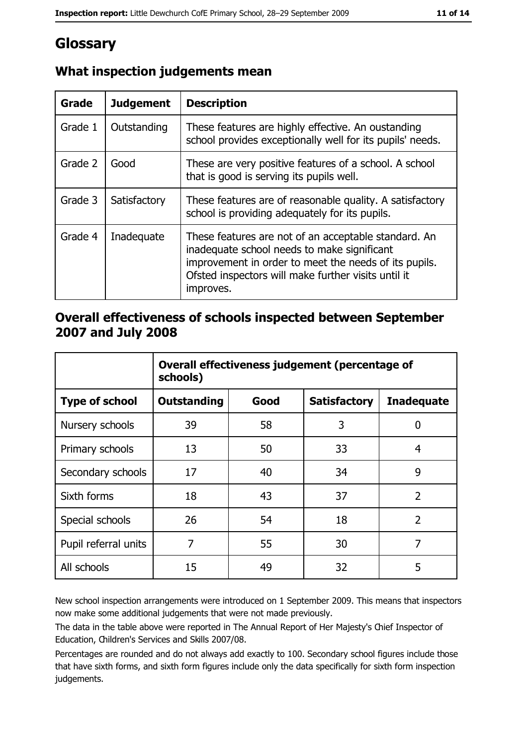# Glossary

## What inspection judgements mean

| Grade | Judgement | Description |
|---|---|---|
| Grade 1 | Outstanding | These features are highly effective. An oustanding school provides exceptionally well for its pupils' needs. |
| Grade 2 | Good | These are very positive features of a school. A school that is good is serving its pupils well. |
| Grade 3 | Satisfactory | These features are of reasonable quality. A satisfactory school is providing adequately for its pupils. |
| Grade 4 | Inadequate | These features are not of an acceptable standard. An inadequate school needs to make significant improvement in order to meet the needs of its pupils. Ofsted inspectors will make further visits until it improves. |

## Overall effectiveness of schools inspected between September 2007 and July 2008

| | Overall effectiveness judgement (percentage of schools) | | | |
|---|---|---|---|---|
| **Type of school** | **Outstanding** | **Good** | **Satisfactory** | **Inadequate** |
| Nursery schools | 39 | 58 | 3 | 0 |
| Primary schools | 13 | 50 | 33 | 4 |
| Secondary schools | 17 | 40 | 34 | 9 |
| Sixth forms | 18 | 43 | 37 | 2 |
| Special schools | 26 | 54 | 18 | 2 |
| Pupil referral units | 7 | 55 | 30 | 7 |
| All schools | 15 | 49 | 32 | 5 |

New school inspection arrangements were introduced on 1 September 2009. This means that inspectors now make some additional judgements that were not made previously.

The data in the table above were reported in The Annual Report of Her Majesty's Chief Inspector of Education, Children's Services and Skills 2007/08.

Percentages are rounded and do not always add exactly to 100. Secondary school figures include those that have sixth forms, and sixth form figures include only the data specifically for sixth form inspection judgements.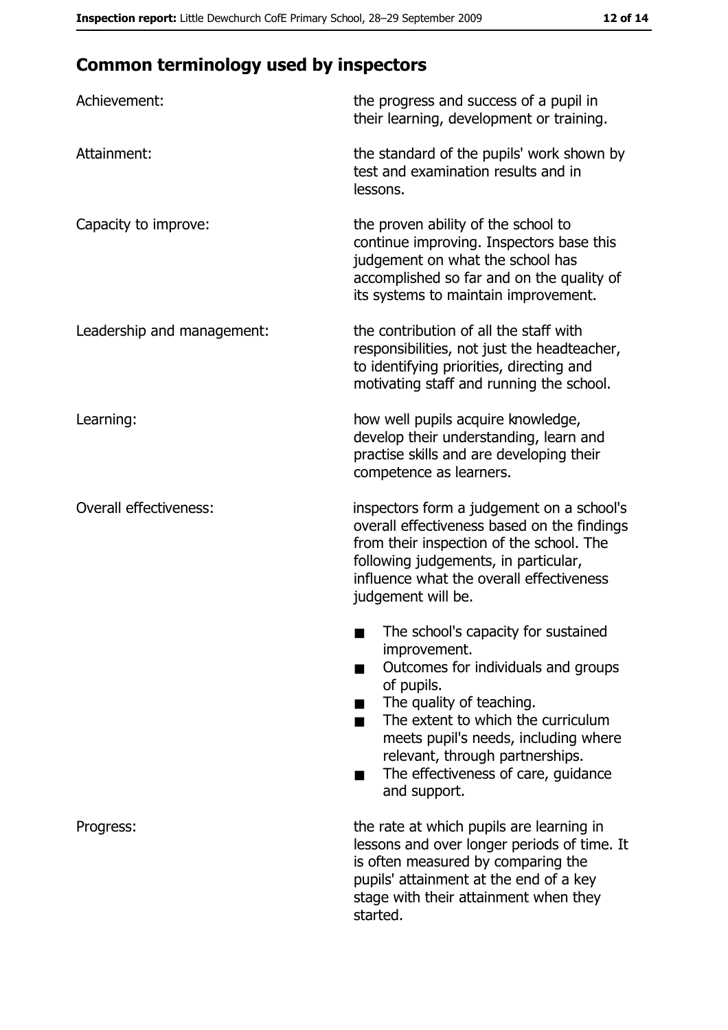## Common terminology used by inspectors

| | |
|---|---|
| Achievement: | the progress and success of a pupil in their learning, development or training. |
| Attainment: | the standard of the pupils' work shown by test and examination results and in lessons. |
| Capacity to improve: | the proven ability of the school to continue improving. Inspectors base this judgement on what the school has accomplished so far and on the quality of its systems to maintain improvement. |
| Leadership and management: | the contribution of all the staff with responsibilities, not just the headteacher, to identifying priorities, directing and motivating staff and running the school. |
| Learning: | how well pupils acquire knowledge, develop their understanding, learn and practise skills and are developing their competence as learners. |
| Overall effectiveness: | inspectors form a judgement on a school's overall effectiveness based on the findings from their inspection of the school. The following judgements, in particular, influence what the overall effectiveness judgement will be.<br>■ The school's capacity for sustained improvement.<br>■ Outcomes for individuals and groups of pupils.<br>■ The quality of teaching.<br>■ The extent to which the curriculum meets pupil's needs, including where relevant, through partnerships.<br>■ The effectiveness of care, guidance and support. |
| Progress: | the rate at which pupils are learning in lessons and over longer periods of time. It is often measured by comparing the pupils' attainment at the end of a key stage with their attainment when they started. |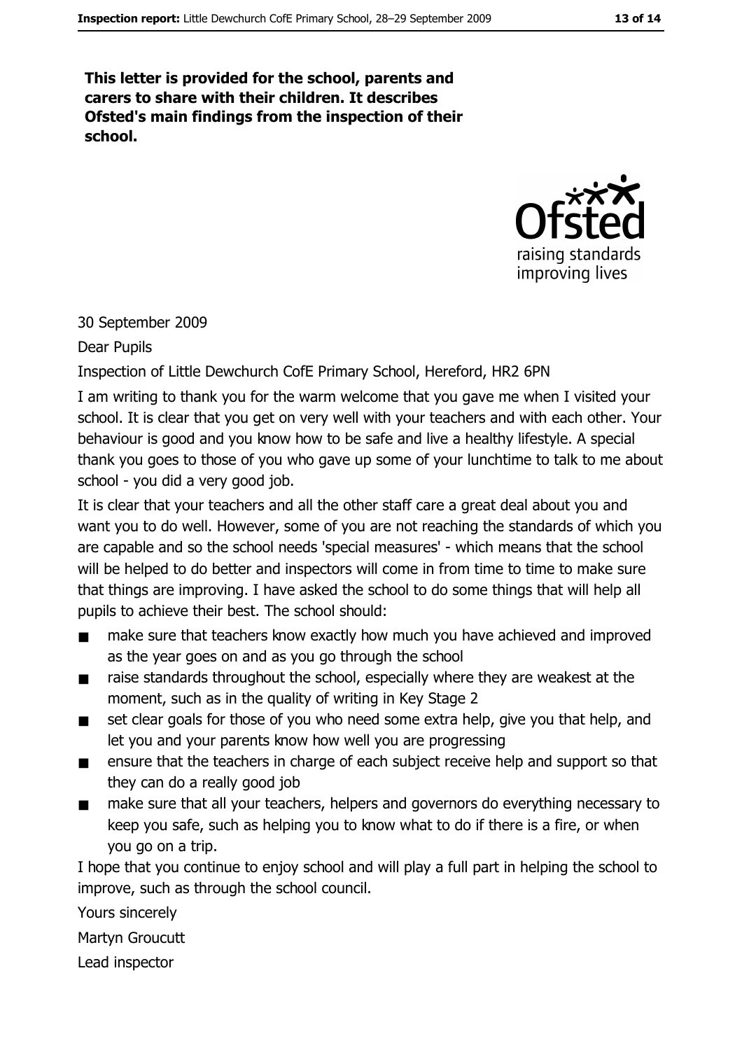**This letter is provided for the school, parents and carers to share with their children. It describes Ofsted's main findings from the inspection of their school.**

30 September 2009

Dear Pupils

Inspection of Little Dewchurch CofE Primary School, Hereford, HR2 6PN

I am writing to thank you for the warm welcome that you gave me when I visited your school. It is clear that you get on very well with your teachers and with each other. Your behaviour is good and you know how to be safe and live a healthy lifestyle. A special thank you goes to those of you who gave up some of your lunchtime to talk to me about school - you did a very good job.

It is clear that your teachers and all the other staff care a great deal about you and want you to do well. However, some of you are not reaching the standards of which you are capable and so the school needs 'special measures' - which means that the school will be helped to do better and inspectors will come in from time to time to make sure that things are improving. I have asked the school to do some things that will help all pupils to achieve their best. The school should:

- make sure that teachers know exactly how much you have achieved and improved as the year goes on and as you go through the school
- raise standards throughout the school, especially where they are weakest at the moment, such as in the quality of writing in Key Stage 2
- set clear goals for those of you who need some extra help, give you that help, and let you and your parents know how well you are progressing
- ensure that the teachers in charge of each subject receive help and support so that they can do a really good job
- make sure that all your teachers, helpers and governors do everything necessary to keep you safe, such as helping you to know what to do if there is a fire, or when you go on a trip.

I hope that you continue to enjoy school and will play a full part in helping the school to improve, such as through the school council.

Yours sincerely

Martyn Groucutt

Lead inspector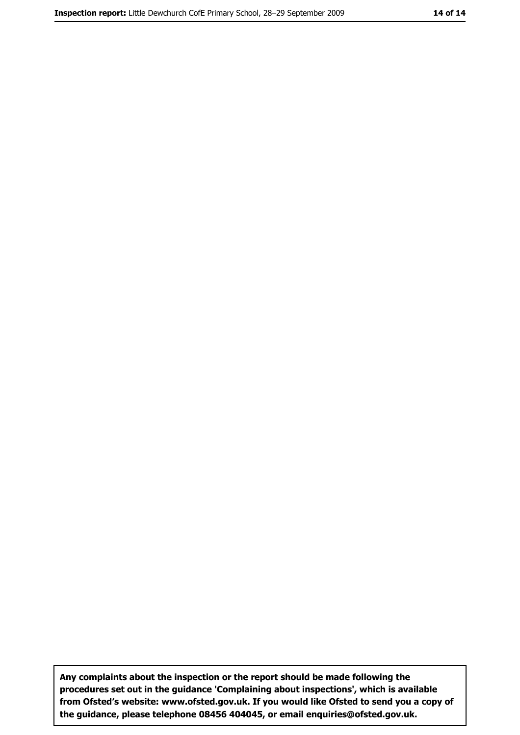**Any complaints about the inspection or the report should be made following the procedures set out in the guidance 'Complaining about inspections', which is available from Ofsted's website: www.ofsted.gov.uk. If you would like Ofsted to send you a copy of the guidance, please telephone 08456 404045, or email enquiries@ofsted.gov.uk.**